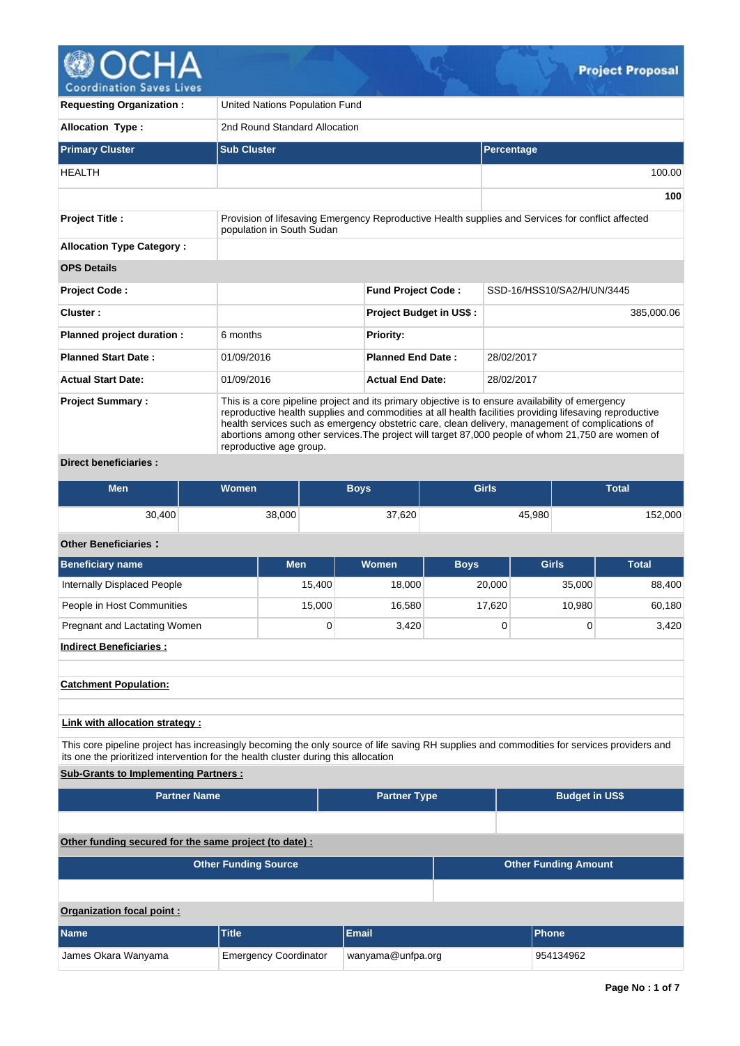# Project Proposal

| | |
|---|---|
| **Requesting Organization :** | United Nations Population Fund |
| **Allocation Type :** | 2nd Round Standard Allocation |

| Primary Cluster | Sub Cluster | Percentage |
|---|---|---|
| HEALTH | | 100.00 |
| | | **100** |

| | | | |
|---|---|---|---|
| **Project Title :** | Provision of lifesaving Emergency Reproductive Health supplies and Services for conflict affected population in South Sudan | | |
| **Allocation Type Category :** | | | |
| **OPS Details** | | | |
| **Project Code :** | | **Fund Project Code :** | SSD-16/HSS10/SA2/H/UN/3445 |
| **Cluster :** | | **Project Budget in US$ :** | 385,000.06 |
| **Planned project duration :** | 6 months | **Priority:** | |
| **Planned Start Date :** | 01/09/2016 | **Planned End Date :** | 28/02/2017 |
| **Actual Start Date:** | 01/09/2016 | **Actual End Date:** | 28/02/2017 |
| **Project Summary :** | This is a core pipeline project and its primary objective is to ensure availability of emergency reproductive health supplies and commodities at all health facilities providing lifesaving reproductive health services such as emergency obstetric care, clean delivery, management of complications of abortions among other services.The project will target 87,000 people of whom 21,750 are women of reproductive age group. | | |

**Direct beneficiaries :**

| Men | Women | Boys | Girls | Total |
|---|---|---|---|---|
| 30,400 | 38,000 | 37,620 | 45,980 | 152,000 |

**Other Beneficiaries :**

| Beneficiary name | Men | Women | Boys | Girls | Total |
|---|---|---|---|---|---|
| Internally Displaced People | 15,400 | 18,000 | 20,000 | 35,000 | 88,400 |
| People in Host Communities | 15,000 | 16,580 | 17,620 | 10,980 | 60,180 |
| Pregnant and Lactating Women | 0 | 3,420 | 0 | 0 | 3,420 |

**Indirect Beneficiaries :**

**Catchment Population:**

**Link with allocation strategy :**

This core pipeline project has increasingly becoming the only source of life saving RH supplies and commodities for services providers and its one the prioritized intervention for the health cluster during this allocation

**Sub-Grants to Implementing Partners :**

| Partner Name | Partner Type | Budget in US$ |
|---|---|---|
| | | |

**Other funding secured for the same project (to date) :**

| Other Funding Source | Other Funding Amount |
|---|---|
| | |

**Organization focal point :**

| Name | Title | Email | Phone |
|---|---|---|---|
| James Okara Wanyama | Emergency Coordinator | wanyama@unfpa.org | 954134962 |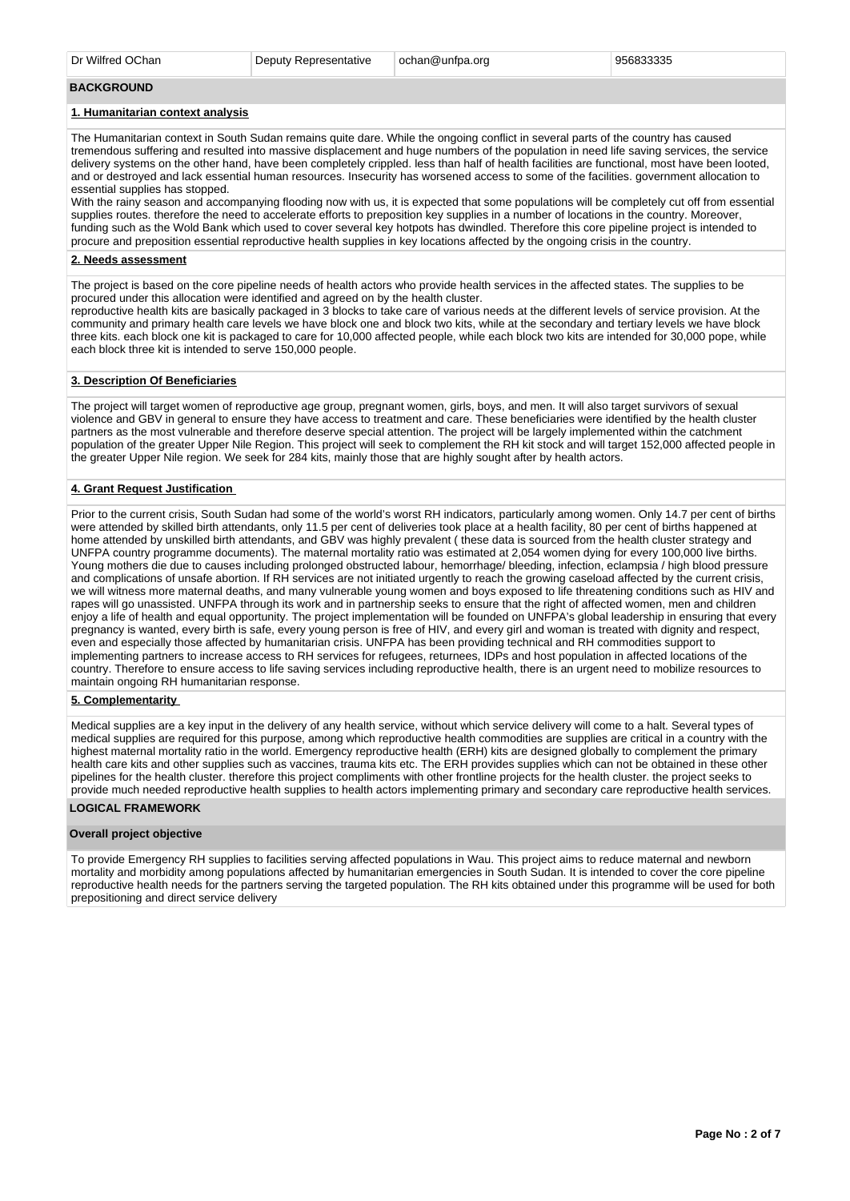| Dr Wilfred OChan | Deputy Representative | ochan@unfpa.org | 956833335 |
|---|---|---|---|

## BACKGROUND

### 1. Humanitarian context analysis

The Humanitarian context in South Sudan remains quite dare. While the ongoing conflict in several parts of the country has caused tremendous suffering and resulted into massive displacement and huge numbers of the population in need life saving services, the service delivery systems on the other hand, have been completely crippled. less than half of health facilities are functional, most have been looted, and or destroyed and lack essential human resources. Insecurity has worsened access to some of the facilities. government allocation to essential supplies has stopped.
With the rainy season and accompanying flooding now with us, it is expected that some populations will be completely cut off from essential supplies routes. therefore the need to accelerate efforts to preposition key supplies in a number of locations in the country. Moreover, funding such as the Wold Bank which used to cover several key hotpots has dwindled. Therefore this core pipeline project is intended to procure and preposition essential reproductive health supplies in key locations affected by the ongoing crisis in the country.

### 2. Needs assessment

The project is based on the core pipeline needs of health actors who provide health services in the affected states. The supplies to be procured under this allocation were identified and agreed on by the health cluster.
reproductive health kits are basically packaged in 3 blocks to take care of various needs at the different levels of service provision. At the community and primary health care levels we have block one and block two kits, while at the secondary and tertiary levels we have block three kits. each block one kit is packaged to care for 10,000 affected people, while each block two kits are intended for 30,000 pope, while each block three kit is intended to serve 150,000 people.

### 3. Description Of Beneficiaries

The project will target women of reproductive age group, pregnant women, girls, boys, and men. It will also target survivors of sexual violence and GBV in general to ensure they have access to treatment and care. These beneficiaries were identified by the health cluster partners as the most vulnerable and therefore deserve special attention. The project will be largely implemented within the catchment population of the greater Upper Nile Region. This project will seek to complement the RH kit stock and will target 152,000 affected people in the greater Upper Nile region. We seek for 284 kits, mainly those that are highly sought after by health actors.

### 4. Grant Request Justification

Prior to the current crisis, South Sudan had some of the world's worst RH indicators, particularly among women. Only 14.7 per cent of births were attended by skilled birth attendants, only 11.5 per cent of deliveries took place at a health facility, 80 per cent of births happened at home attended by unskilled birth attendants, and GBV was highly prevalent ( these data is sourced from the health cluster strategy and UNFPA country programme documents). The maternal mortality ratio was estimated at 2,054 women dying for every 100,000 live births. Young mothers die due to causes including prolonged obstructed labour, hemorrhage/ bleeding, infection, eclampsia / high blood pressure and complications of unsafe abortion. If RH services are not initiated urgently to reach the growing caseload affected by the current crisis, we will witness more maternal deaths, and many vulnerable young women and boys exposed to life threatening conditions such as HIV and rapes will go unassisted. UNFPA through its work and in partnership seeks to ensure that the right of affected women, men and children enjoy a life of health and equal opportunity. The project implementation will be founded on UNFPA's global leadership in ensuring that every pregnancy is wanted, every birth is safe, every young person is free of HIV, and every girl and woman is treated with dignity and respect, even and especially those affected by humanitarian crisis. UNFPA has been providing technical and RH commodities support to implementing partners to increase access to RH services for refugees, returnees, IDPs and host population in affected locations of the country. Therefore to ensure access to life saving services including reproductive health, there is an urgent need to mobilize resources to maintain ongoing RH humanitarian response.

### 5. Complementarity

Medical supplies are a key input in the delivery of any health service, without which service delivery will come to a halt. Several types of medical supplies are required for this purpose, among which reproductive health commodities are supplies are critical in a country with the highest maternal mortality ratio in the world. Emergency reproductive health (ERH) kits are designed globally to complement the primary health care kits and other supplies such as vaccines, trauma kits etc. The ERH provides supplies which can not be obtained in these other pipelines for the health cluster. therefore this project compliments with other frontline projects for the health cluster. the project seeks to provide much needed reproductive health supplies to health actors implementing primary and secondary care reproductive health services.

## LOGICAL FRAMEWORK

### Overall project objective

To provide Emergency RH supplies to facilities serving affected populations in Wau. This project aims to reduce maternal and newborn mortality and morbidity among populations affected by humanitarian emergencies in South Sudan. It is intended to cover the core pipeline reproductive health needs for the partners serving the targeted population. The RH kits obtained under this programme will be used for both prepositioning and direct service delivery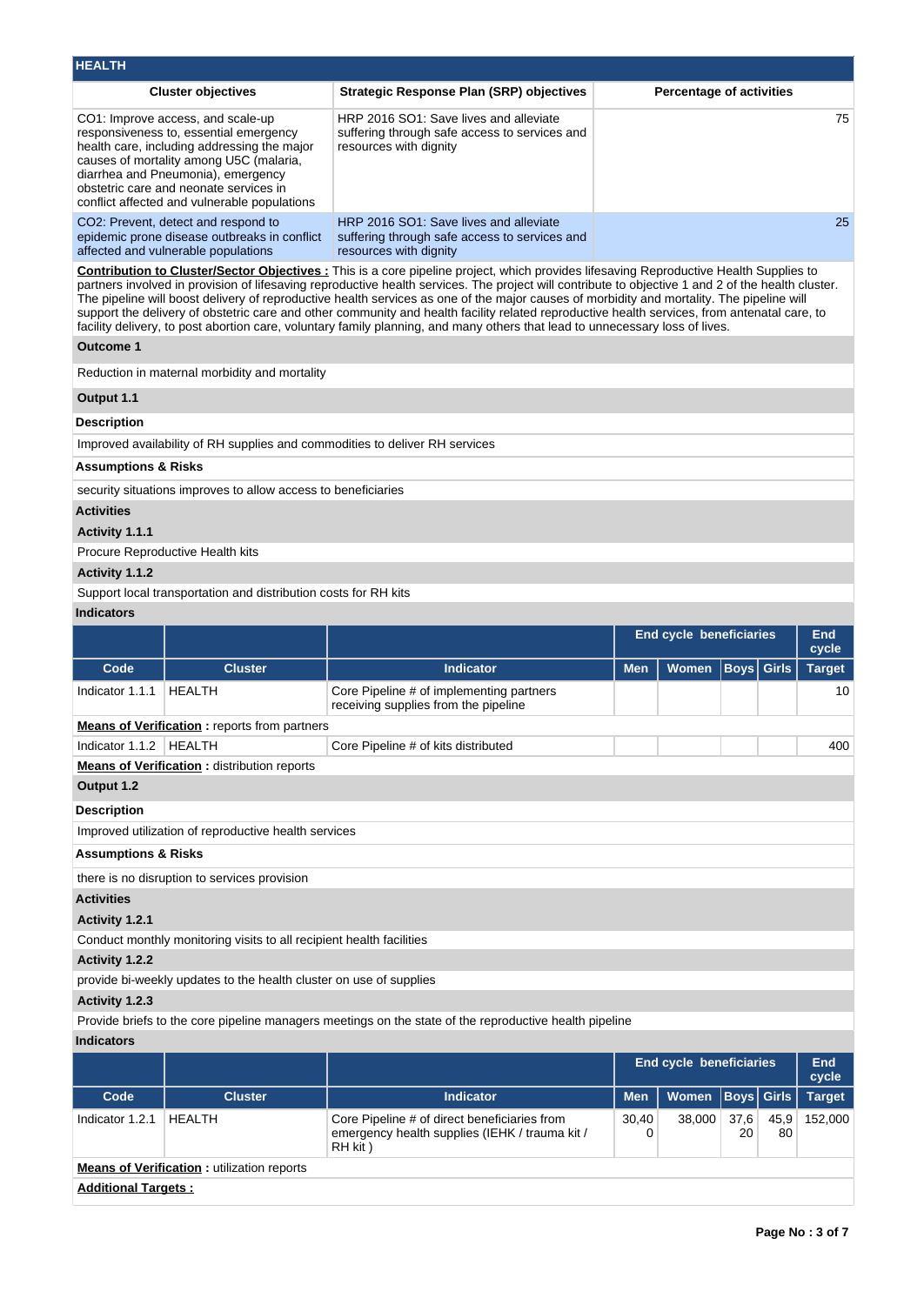## HEALTH

| Cluster objectives | Strategic Response Plan (SRP) objectives | Percentage of activities |
|---|---|---|
| CO1: Improve access, and scale-up responsiveness to, essential emergency health care, including addressing the major causes of mortality among U5C (malaria, diarrhea and Pneumonia), emergency obstetric care and neonate services in conflict affected and vulnerable populations | HRP 2016 SO1: Save lives and alleviate suffering through safe access to services and resources with dignity | 75 |
| CO2: Prevent, detect and respond to epidemic prone disease outbreaks in conflict affected and vulnerable populations | HRP 2016 SO1: Save lives and alleviate suffering through safe access to services and resources with dignity | 25 |

**Contribution to Cluster/Sector Objectives :** This is a core pipeline project, which provides lifesaving Reproductive Health Supplies to partners involved in provision of lifesaving reproductive health services. The project will contribute to objective 1 and 2 of the health cluster. The pipeline will boost delivery of reproductive health services as one of the major causes of morbidity and mortality. The pipeline will support the delivery of obstetric care and other community and health facility related reproductive health services, from antenatal care, to facility delivery, to post abortion care, voluntary family planning, and many others that lead to unnecessary loss of lives.

**Outcome 1**

Reduction in maternal morbidity and mortality

**Output 1.1**

**Description**

Improved availability of RH supplies and commodities to deliver RH services

**Assumptions & Risks**

security situations improves to allow access to beneficiaries

**Activities**

**Activity 1.1.1**

Procure Reproductive Health kits

**Activity 1.1.2**

Support local transportation and distribution costs for RH kits

**Indicators**

| | | | End cycle beneficiaries | | | | End cycle |
|---|---|---|---|---|---|---|---|
| Code | Cluster | Indicator | Men | Women | Boys | Girls | Target |
| Indicator 1.1.1 | HEALTH | Core Pipeline # of implementing partners receiving supplies from the pipeline | | | | | 10 |
| **Means of Verification :** reports from partners | | | | | | | |
| Indicator 1.1.2 | HEALTH | Core Pipeline # of kits distributed | | | | | 400 |
| **Means of Verification :** distribution reports | | | | | | | |

**Output 1.2**

**Description**

Improved utilization of reproductive health services

**Assumptions & Risks**

there is no disruption to services provision

**Activities**

**Activity 1.2.1**

Conduct monthly monitoring visits to all recipient health facilities

**Activity 1.2.2**

provide bi-weekly updates to the health cluster on use of supplies

**Activity 1.2.3**

Provide briefs to the core pipeline managers meetings on the state of the reproductive health pipeline

**Indicators**

| | | | End cycle beneficiaries | | | | End cycle |
|---|---|---|---|---|---|---|---|
| Code | Cluster | Indicator | Men | Women | Boys | Girls | Target |
| Indicator 1.2.1 | HEALTH | Core Pipeline # of direct beneficiaries from emergency health supplies (IEHK / trauma kit / RH kit ) | 30,400 | 38,000 | 37,620 | 45,980 | 152,000 |
| **Means of Verification :** utilization reports | | | | | | | |

**Additional Targets :**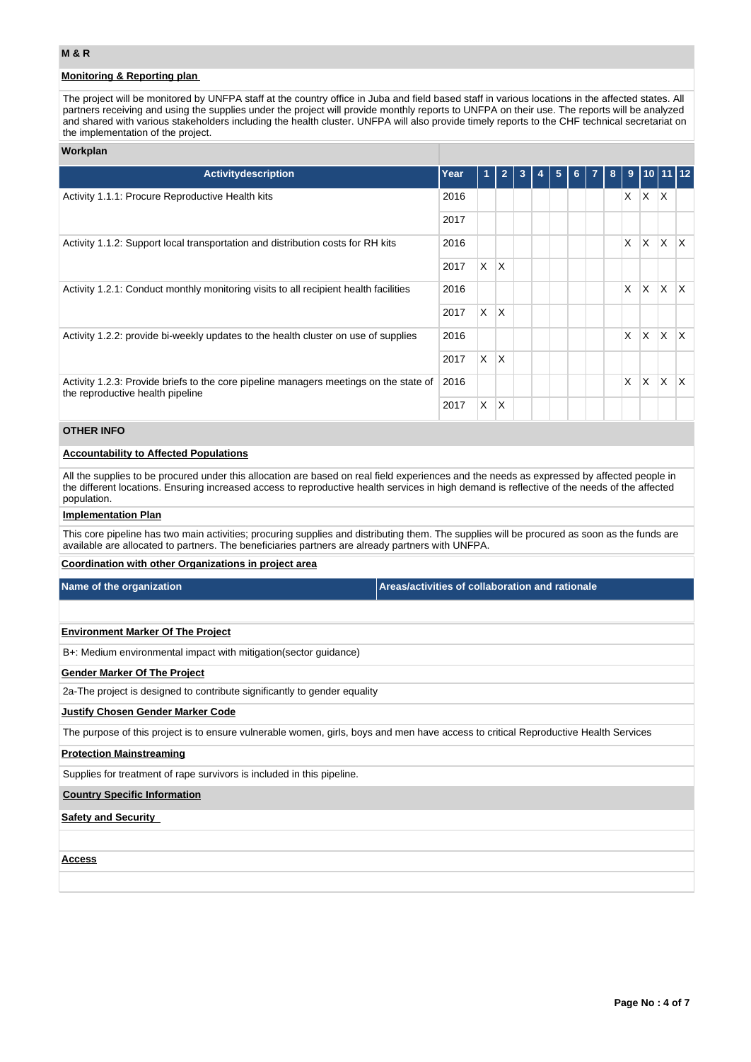## M & R

### Monitoring & Reporting plan

The project will be monitored by UNFPA staff at the country office in Juba and field based staff in various locations in the affected states. All partners receiving and using the supplies under the project will provide monthly reports to UNFPA on their use. The reports will be analyzed and shared with various stakeholders including the health cluster. UNFPA will also provide timely reports to the CHF technical secretariat on the implementation of the project.

### Workplan

| Activitydescription | Year | 1 | 2 | 3 | 4 | 5 | 6 | 7 | 8 | 9 | 10 | 11 | 12 |
|---|---|---|---|---|---|---|---|---|---|---|---|---|---|
| Activity 1.1.1: Procure Reproductive Health kits | 2016 | | | | | | | | | X | X | X | |
| | 2017 | | | | | | | | | | | | |
| Activity 1.1.2: Support local transportation and distribution costs for RH kits | 2016 | | | | | | | | | X | X | X | X |
| | 2017 | X | X | | | | | | | | | | |
| Activity 1.2.1: Conduct monthly monitoring visits to all recipient health facilities | 2016 | | | | | | | | | X | X | X | X |
| | 2017 | X | X | | | | | | | | | | |
| Activity 1.2.2: provide bi-weekly updates to the health cluster on use of supplies | 2016 | | | | | | | | | X | X | X | X |
| | 2017 | X | X | | | | | | | | | | |
| Activity 1.2.3: Provide briefs to the core pipeline managers meetings on the state of the reproductive health pipeline | 2016 | | | | | | | | | X | X | X | X |
| | 2017 | X | X | | | | | | | | | | |

## OTHER INFO

### Accountability to Affected Populations

All the supplies to be procured under this allocation are based on real field experiences and the needs as expressed by affected people in the different locations. Ensuring increased access to reproductive health services in high demand is reflective of the needs of the affected population.

### Implementation Plan

This core pipeline has two main activities; procuring supplies and distributing them. The supplies will be procured as soon as the funds are available are allocated to partners. The beneficiaries partners are already partners with UNFPA.

### Coordination with other Organizations in project area

| Name of the organization | Areas/activities of collaboration and rationale |
|---|---|
| | |

### Environment Marker Of The Project

B+: Medium environmental impact with mitigation(sector guidance)

### Gender Marker Of The Project

2a-The project is designed to contribute significantly to gender equality

### Justify Chosen Gender Marker Code

The purpose of this project is to ensure vulnerable women, girls, boys and men have access to critical Reproductive Health Services

### Protection Mainstreaming

Supplies for treatment of rape survivors is included in this pipeline.

### Country Specific Information

### Safety and Security

### Access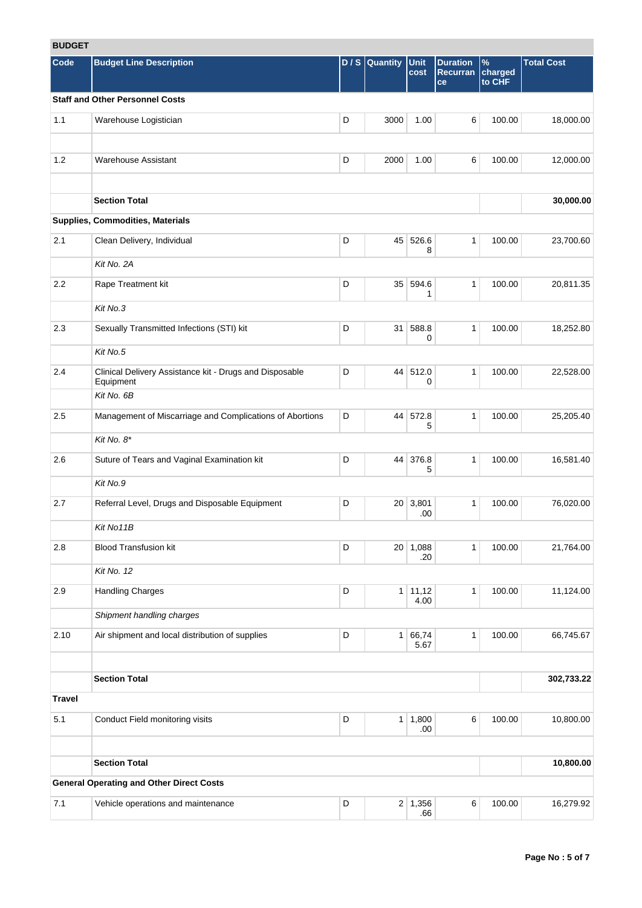## BUDGET

| Code | Budget Line Description | D / S | Quantity | Unit cost | Duration Recurrance | % charged to CHF | Total Cost |
|---|---|---|---|---|---|---|---|
| **Staff and Other Personnel Costs** | | | | | | | |
| 1.1 | Warehouse Logistician | D | 3000 | 1.00 | 6 | 100.00 | 18,000.00 |
| | | | | | | | |
| 1.2 | Warehouse Assistant | D | 2000 | 1.00 | 6 | 100.00 | 12,000.00 |
| | | | | | | | |
| | **Section Total** | | | | | | **30,000.00** |
| **Supplies, Commodities, Materials** | | | | | | | |
| 2.1 | Clean Delivery, Individual | D | 45 | 526.68 | 1 | 100.00 | 23,700.60 |
| | *Kit No. 2A* | | | | | | |
| 2.2 | Rape Treatment kit | D | 35 | 594.61 | 1 | 100.00 | 20,811.35 |
| | *Kit No.3* | | | | | | |
| 2.3 | Sexually Transmitted Infections (STI) kit | D | 31 | 588.80 | 1 | 100.00 | 18,252.80 |
| | *Kit No.5* | | | | | | |
| 2.4 | Clinical Delivery Assistance kit - Drugs and Disposable Equipment | D | 44 | 512.00 | 1 | 100.00 | 22,528.00 |
| | *Kit No. 6B* | | | | | | |
| 2.5 | Management of Miscarriage and Complications of Abortions | D | 44 | 572.85 | 1 | 100.00 | 25,205.40 |
| | *Kit No. 8** | | | | | | |
| 2.6 | Suture of Tears and Vaginal Examination kit | D | 44 | 376.85 | 1 | 100.00 | 16,581.40 |
| | *Kit No.9* | | | | | | |
| 2.7 | Referral Level, Drugs and Disposable Equipment | D | 20 | 3,801.00 | 1 | 100.00 | 76,020.00 |
| | *Kit No11B* | | | | | | |
| 2.8 | Blood Transfusion kit | D | 20 | 1,088.20 | 1 | 100.00 | 21,764.00 |
| | *Kit No. 12* | | | | | | |
| 2.9 | Handling Charges | D | 1 | 11,124.00 | 1 | 100.00 | 11,124.00 |
| | *Shipment handling charges* | | | | | | |
| 2.10 | Air shipment and local distribution of supplies | D | 1 | 66,745.67 | 1 | 100.00 | 66,745.67 |
| | | | | | | | |
| | **Section Total** | | | | | | **302,733.22** |
| **Travel** | | | | | | | |
| 5.1 | Conduct Field monitoring visits | D | 1 | 1,800.00 | 6 | 100.00 | 10,800.00 |
| | | | | | | | |
| | **Section Total** | | | | | | **10,800.00** |
| **General Operating and Other Direct Costs** | | | | | | | |
| 7.1 | Vehicle operations and maintenance | D | 2 | 1,356.66 | 6 | 100.00 | 16,279.92 |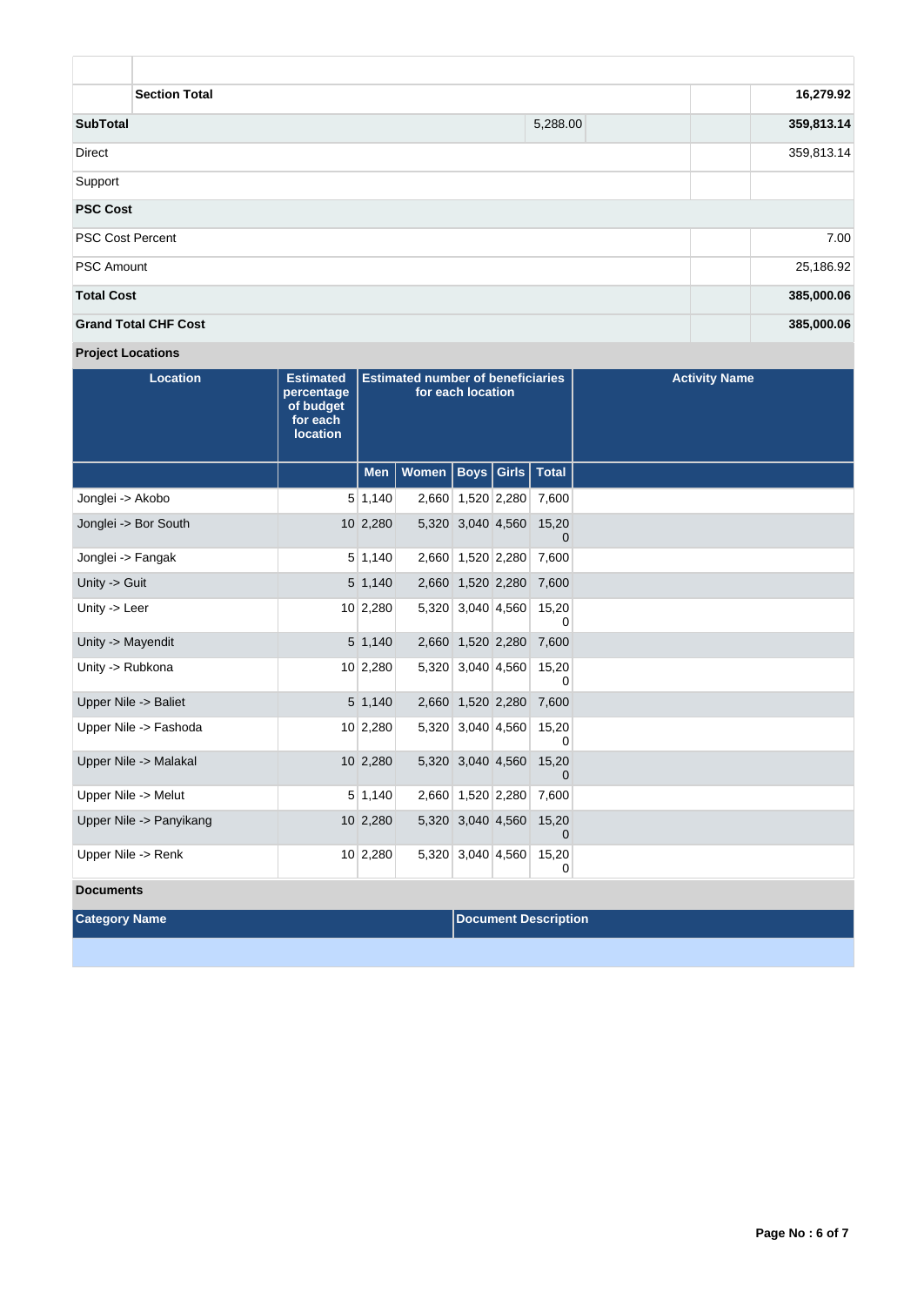| | | | | |
|---|---|---|---|---|
| | **Section Total** | | | **16,279.92** |
| **SubTotal** | | 5,288.00 | | **359,813.14** |
| Direct | | | | 359,813.14 |
| Support | | | | |
| **PSC Cost** | | | | |
| PSC Cost Percent | | | | 7.00 |
| PSC Amount | | | | 25,186.92 |
| **Total Cost** | | | | **385,000.06** |
| **Grand Total CHF Cost** | | | | **385,000.06** |

**Project Locations**

| Location | Estimated percentage of budget for each location | Estimated number of beneficiaries for each location | | | | | Activity Name |
|---|---|---|---|---|---|---|---|
| | | Men | Women | Boys | Girls | Total | |
| Jonglei -> Akobo | 5 | 1,140 | 2,660 | 1,520 | 2,280 | 7,600 | |
| Jonglei -> Bor South | 10 | 2,280 | 5,320 | 3,040 | 4,560 | 15,200 | |
| Jonglei -> Fangak | 5 | 1,140 | 2,660 | 1,520 | 2,280 | 7,600 | |
| Unity -> Guit | 5 | 1,140 | 2,660 | 1,520 | 2,280 | 7,600 | |
| Unity -> Leer | 10 | 2,280 | 5,320 | 3,040 | 4,560 | 15,200 | |
| Unity -> Mayendit | 5 | 1,140 | 2,660 | 1,520 | 2,280 | 7,600 | |
| Unity -> Rubkona | 10 | 2,280 | 5,320 | 3,040 | 4,560 | 15,200 | |
| Upper Nile -> Baliet | 5 | 1,140 | 2,660 | 1,520 | 2,280 | 7,600 | |
| Upper Nile -> Fashoda | 10 | 2,280 | 5,320 | 3,040 | 4,560 | 15,200 | |
| Upper Nile -> Malakal | 10 | 2,280 | 5,320 | 3,040 | 4,560 | 15,200 | |
| Upper Nile -> Melut | 5 | 1,140 | 2,660 | 1,520 | 2,280 | 7,600 | |
| Upper Nile -> Panyikang | 10 | 2,280 | 5,320 | 3,040 | 4,560 | 15,200 | |
| Upper Nile -> Renk | 10 | 2,280 | 5,320 | 3,040 | 4,560 | 15,200 | |

**Documents**

| Category Name | Document Description |
|---|---|
| | |